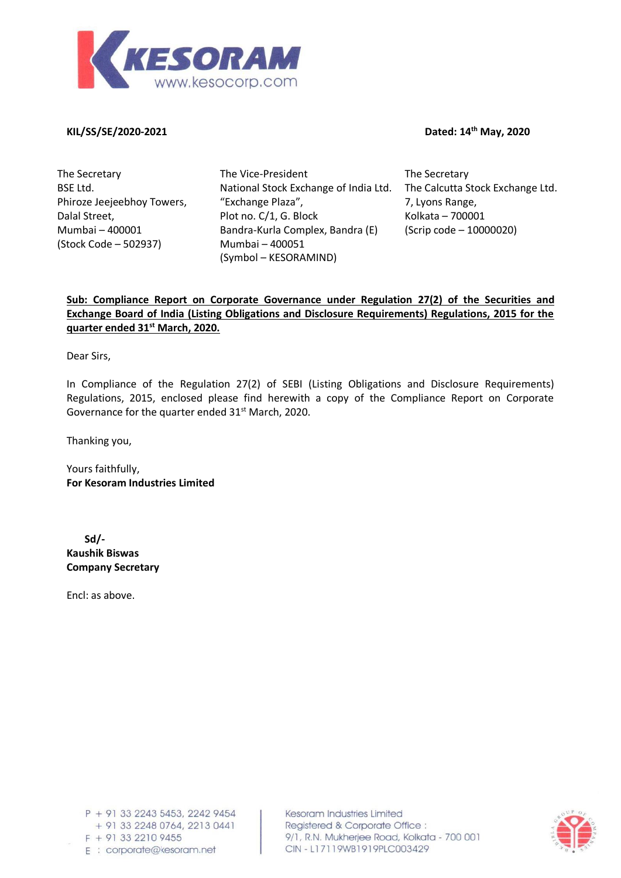**KIL/SS/SE/2020-2021**

**Dated: 14th May, 2020**

The Secretary
BSE Ltd.
Phiroze Jeejeebhoy Towers,
Dalal Street,
Mumbai – 400001
(Stock Code – 502937)

The Vice-President
National Stock Exchange of India Ltd.
"Exchange Plaza",
Plot no. C/1, G. Block
Bandra-Kurla Complex, Bandra (E)
Mumbai – 400051
(Symbol – KESORAMIND)

The Secretary
The Calcutta Stock Exchange Ltd.
7, Lyons Range,
Kolkata – 700001
(Scrip code – 10000020)

**Sub: Compliance Report on Corporate Governance under Regulation 27(2) of the Securities and Exchange Board of India (Listing Obligations and Disclosure Requirements) Regulations, 2015 for the quarter ended 31st March, 2020.**

Dear Sirs,

In Compliance of the Regulation 27(2) of SEBI (Listing Obligations and Disclosure Requirements) Regulations, 2015, enclosed please find herewith a copy of the Compliance Report on Corporate Governance for the quarter ended 31st March, 2020.

Thanking you,

Yours faithfully,
**For Kesoram Industries Limited**

**Sd/-**
**Kaushik Biswas**
**Company Secretary**

Encl: as above.

P + 91 33 2243 5453, 2242 9454
+ 91 33 2248 0764, 2213 0441
F + 91 33 2210 9455
E : corporate@kesoram.net

Kesoram Industries Limited
Registered & Corporate Office :
9/1, R.N. Mukherjee Road, Kolkata - 700 001
CIN - L17119WB1919PLC003429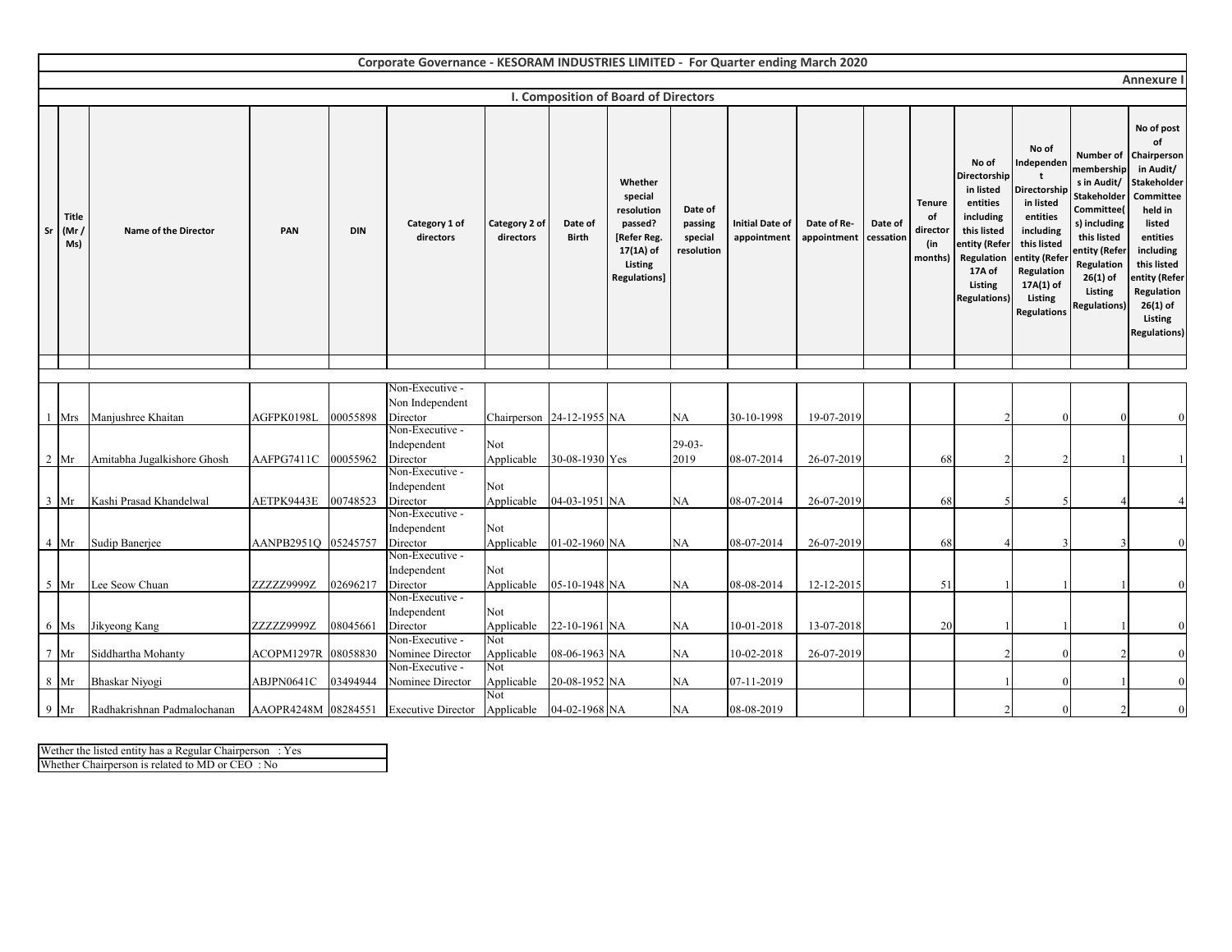**Corporate Governance - KESORAM INDUSTRIES LIMITED - For Quarter ending March 2020**

**Annexure I**

## I. Composition of Board of Directors

| Sr | Title (Mr / Ms) | Name of the Director | PAN | DIN | Category 1 of directors | Category 2 of directors | Date of Birth | Whether special resolution passed? [Refer Reg. 17(1A) of Listing Regulations] | Date of passing special resolution | Initial Date of appointment | Date of Re-appointment | Date of cessation | Tenure of director (in months) | No of Directorship in listed entities including this listed entity (Refer Regulation 17A of Listing Regulations) | No of Independent Directorship in listed entities including this listed entity (Refer Regulation 17A(1) of Listing Regulations | Number of memberships in Audit/ Stakeholder Committee(s) including this listed entity (Refer Regulation 26(1) of Listing Regulations) | No of post of Chairperson in Audit/ Stakeholder Committee held in listed entities including this listed entity (Refer Regulation 26(1) of Listing Regulations) |
|---|---|---|---|---|---|---|---|---|---|---|---|---|---|---|---|---|---|
| 1 | Mrs | Manjushree Khaitan | AGFPK0198L | 00055898 | Non-Executive - Non Independent Director | Chairperson | 24-12-1955 | NA | NA | 30-10-1998 | 19-07-2019 | | | 2 | 0 | 0 | 0 |
| 2 | Mr | Amitabha Jugalkishore Ghosh | AAFPG7411C | 00055962 | Non-Executive - Independent Director | Not Applicable | 30-08-1930 | Yes | 29-03-2019 | 08-07-2014 | 26-07-2019 | | 68 | 2 | 2 | 1 | 1 |
| 3 | Mr | Kashi Prasad Khandelwal | AETPK9443E | 00748523 | Non-Executive - Independent Director | Not Applicable | 04-03-1951 | NA | NA | 08-07-2014 | 26-07-2019 | | 68 | 5 | 5 | 4 | 4 |
| 4 | Mr | Sudip Banerjee | AANPB2951Q | 05245757 | Non-Executive - Independent Director | Not Applicable | 01-02-1960 | NA | NA | 08-07-2014 | 26-07-2019 | | 68 | 4 | 3 | 3 | 0 |
| 5 | Mr | Lee Seow Chuan | ZZZZZ9999Z | 02696217 | Non-Executive - Independent Director | Not Applicable | 05-10-1948 | NA | NA | 08-08-2014 | 12-12-2015 | | 51 | 1 | 1 | 1 | 0 |
| 6 | Ms | Jikyeong Kang | ZZZZZ9999Z | 08045661 | Non-Executive - Independent Director | Not Applicable | 22-10-1961 | NA | NA | 10-01-2018 | 13-07-2018 | | 20 | 1 | 1 | 1 | 0 |
| 7 | Mr | Siddhartha Mohanty | ACOPM1297R | 08058830 | Non-Executive - Nominee Director | Not Applicable | 08-06-1963 | NA | NA | 10-02-2018 | 26-07-2019 | | | 2 | 0 | 2 | 0 |
| 8 | Mr | Bhaskar Niyogi | ABJPN0641C | 03494944 | Non-Executive - Nominee Director | Not Applicable | 20-08-1952 | NA | NA | 07-11-2019 | | | | 1 | 0 | 1 | 0 |
| 9 | Mr | Radhakrishnan Padmalochanan | AAOPR4248M | 08284551 | Executive Director | Not Applicable | 04-02-1968 | NA | NA | 08-08-2019 | | | | 2 | 0 | 2 | 0 |

| |
|---|
| Wether the listed entity has a Regular Chairperson : Yes |
| Whether Chairperson is related to MD or CEO : No |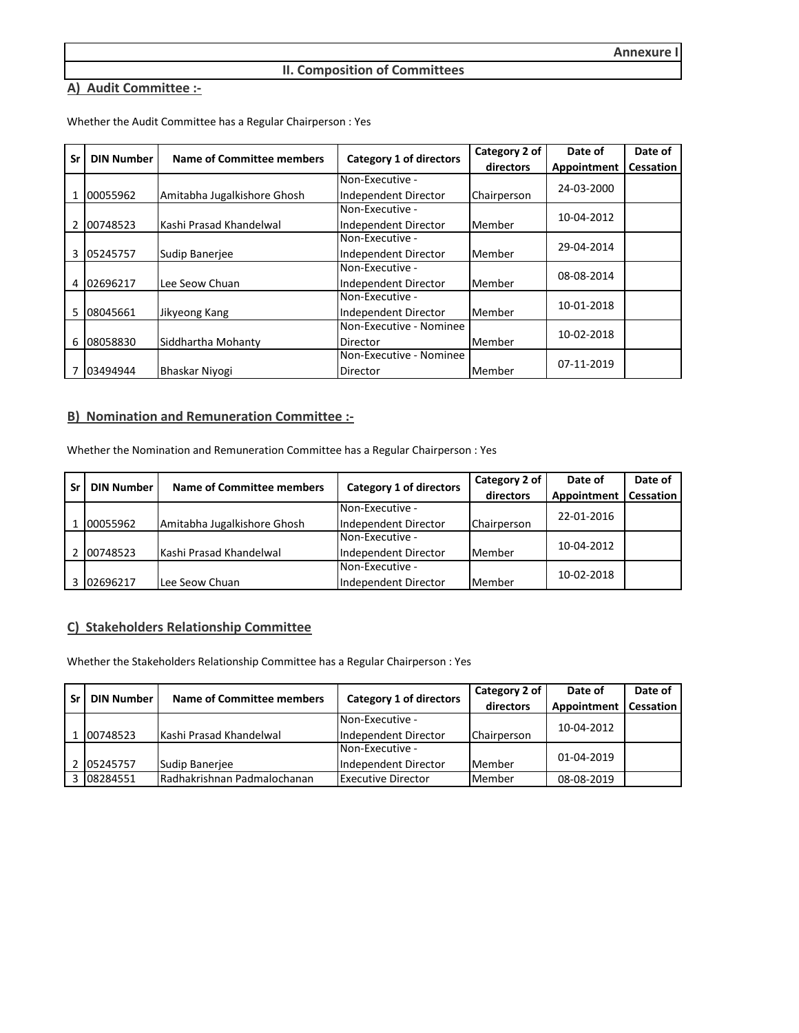**Annexure I**

## II. Composition of Committees

### A) Audit Committee :-

Whether the Audit Committee has a Regular Chairperson : Yes

| Sr | DIN Number | Name of Committee members | Category 1 of directors | Category 2 of directors | Date of Appointment | Date of Cessation |
|---|---|---|---|---|---|---|
| 1 | 00055962 | Amitabha Jugalkishore Ghosh | Non-Executive - Independent Director | Chairperson | 24-03-2000 | |
| 2 | 00748523 | Kashi Prasad Khandelwal | Non-Executive - Independent Director | Member | 10-04-2012 | |
| 3 | 05245757 | Sudip Banerjee | Non-Executive - Independent Director | Member | 29-04-2014 | |
| 4 | 02696217 | Lee Seow Chuan | Non-Executive - Independent Director | Member | 08-08-2014 | |
| 5 | 08045661 | Jikyeong Kang | Non-Executive - Independent Director | Member | 10-01-2018 | |
| 6 | 08058830 | Siddhartha Mohanty | Non-Executive - Nominee Director | Member | 10-02-2018 | |
| 7 | 03494944 | Bhaskar Niyogi | Non-Executive - Nominee Director | Member | 07-11-2019 | |

### B) Nomination and Remuneration Committee :-

Whether the Nomination and Remuneration Committee has a Regular Chairperson : Yes

| Sr | DIN Number | Name of Committee members | Category 1 of directors | Category 2 of directors | Date of Appointment | Date of Cessation |
|---|---|---|---|---|---|---|
| 1 | 00055962 | Amitabha Jugalkishore Ghosh | Non-Executive - Independent Director | Chairperson | 22-01-2016 | |
| 2 | 00748523 | Kashi Prasad Khandelwal | Non-Executive - Independent Director | Member | 10-04-2012 | |
| 3 | 02696217 | Lee Seow Chuan | Non-Executive - Independent Director | Member | 10-02-2018 | |

### C) Stakeholders Relationship Committee

Whether the Stakeholders Relationship Committee has a Regular Chairperson : Yes

| Sr | DIN Number | Name of Committee members | Category 1 of directors | Category 2 of directors | Date of Appointment | Date of Cessation |
|---|---|---|---|---|---|---|
| 1 | 00748523 | Kashi Prasad Khandelwal | Non-Executive - Independent Director | Chairperson | 10-04-2012 | |
| 2 | 05245757 | Sudip Banerjee | Non-Executive - Independent Director | Member | 01-04-2019 | |
| 3 | 08284551 | Radhakrishnan Padmalochanan | Executive Director | Member | 08-08-2019 | |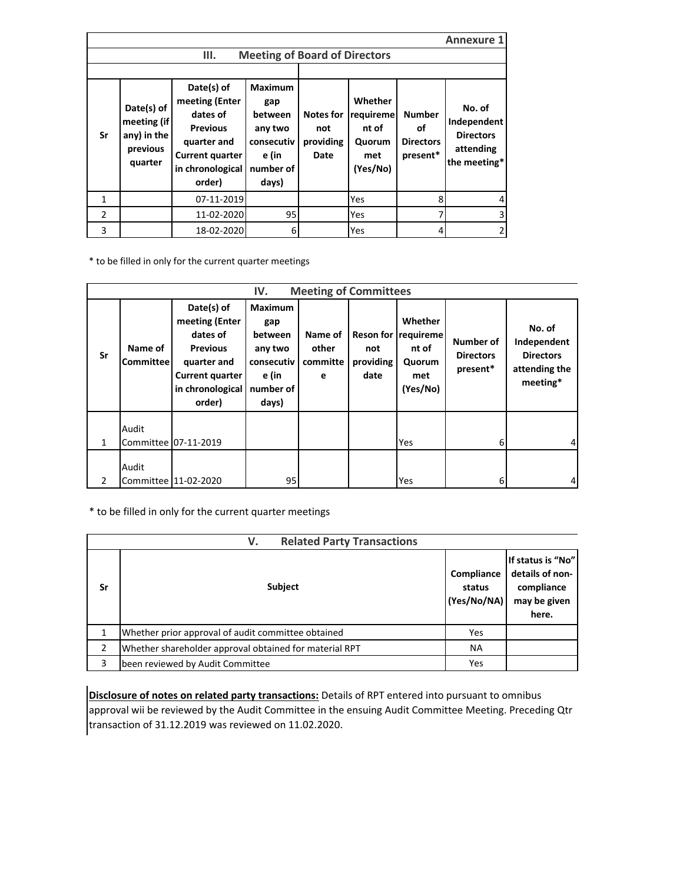**Annexure 1**

### III. Meeting of Board of Directors

| Sr | Date(s) of meeting (if any) in the previous quarter | Date(s) of meeting (Enter dates of Previous quarter and Current quarter in chronological order) | Maximum gap between any two consecutive (in number of days) | Notes for not providing Date | Whether requirement of Quorum met (Yes/No) | Number of Directors present* | No. of Independent Directors attending the meeting* |
|---|---|---|---|---|---|---|---|
| 1 | | 07-11-2019 | | | Yes | 8 | 4 |
| 2 | | 11-02-2020 | 95 | | Yes | 7 | 3 |
| 3 | | 18-02-2020 | 6 | | Yes | 4 | 2 |

* to be filled in only for the current quarter meetings

### IV. Meeting of Committees

| Sr | Name of Committee | Date(s) of meeting (Enter dates of Previous quarter and Current quarter in chronological order) | Maximum gap between any two consecutive (in number of days) | Name of other committee | Reson for not providing date | Whether requirement of Quorum met (Yes/No) | Number of Directors present* | No. of Independent Directors attending the meeting* |
|---|---|---|---|---|---|---|---|---|
| 1 | Audit Committee | 07-11-2019 | | | | Yes | 6 | 4 |
| 2 | Audit Committee | 11-02-2020 | 95 | | | Yes | 6 | 4 |

* to be filled in only for the current quarter meetings

### V. Related Party Transactions

| Sr | Subject | Compliance status (Yes/No/NA) | If status is "No" details of non-compliance may be given here. |
|---|---|---|---|
| 1 | Whether prior approval of audit committee obtained | Yes | |
| 2 | Whether shareholder approval obtained for material RPT | NA | |
| 3 | been reviewed by Audit Committee | Yes | |

**Disclosure of notes on related party transactions:** Details of RPT entered into pursuant to omnibus approval wii be reviewed by the Audit Committee in the ensuing Audit Committee Meeting. Preceding Qtr transaction of 31.12.2019 was reviewed on 11.02.2020.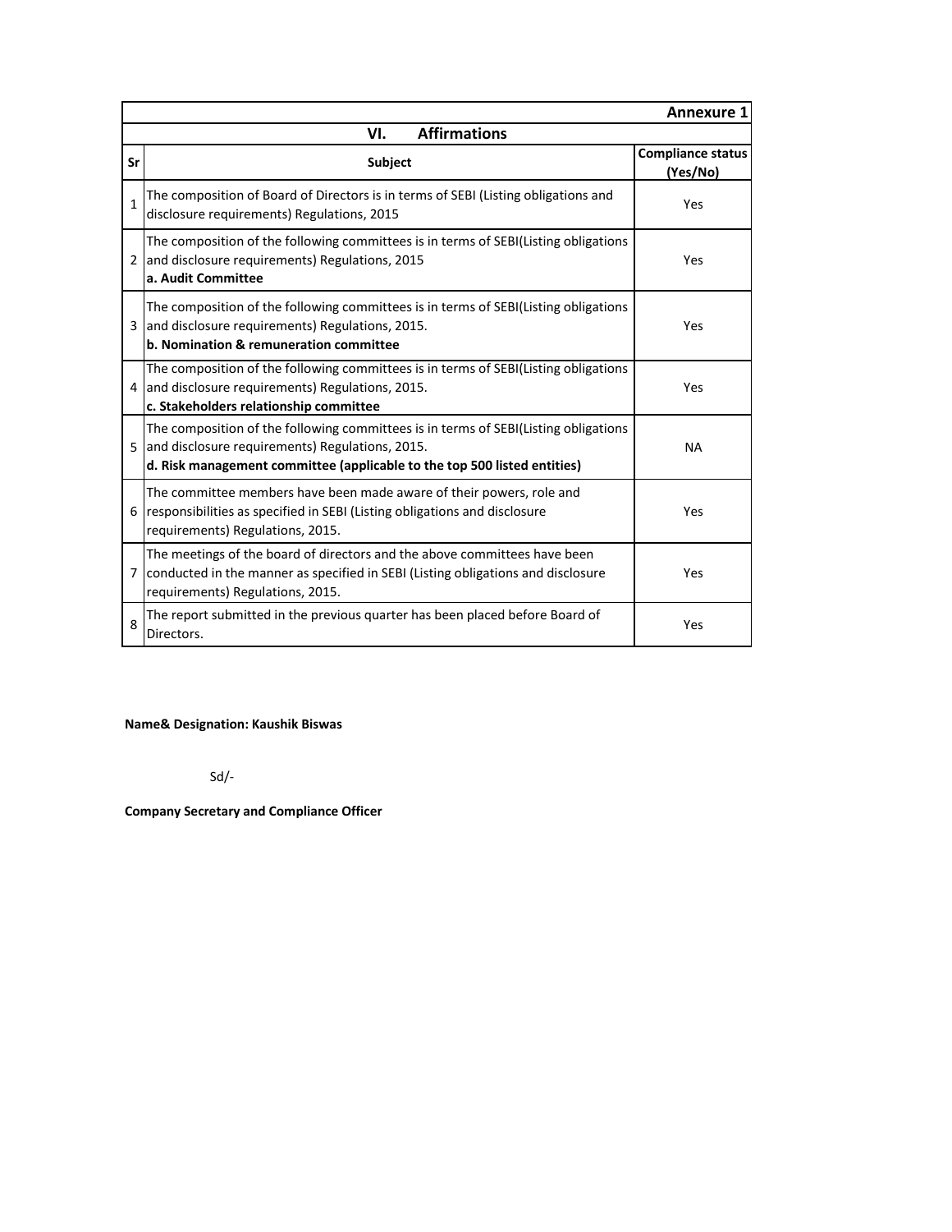**Annexure 1**

## VI. Affirmations

| Sr | Subject | Compliance status (Yes/No) |
|---|---|---|
| 1 | The composition of Board of Directors is in terms of SEBI (Listing obligations and disclosure requirements) Regulations, 2015 | Yes |
| 2 | The composition of the following committees is in terms of SEBI(Listing obligations and disclosure requirements) Regulations, 2015 **a. Audit Committee** | Yes |
| 3 | The composition of the following committees is in terms of SEBI(Listing obligations and disclosure requirements) Regulations, 2015. **b. Nomination & remuneration committee** | Yes |
| 4 | The composition of the following committees is in terms of SEBI(Listing obligations and disclosure requirements) Regulations, 2015. **c. Stakeholders relationship committee** | Yes |
| 5 | The composition of the following committees is in terms of SEBI(Listing obligations and disclosure requirements) Regulations, 2015. **d. Risk management committee (applicable to the top 500 listed entities)** | NA |
| 6 | The committee members have been made aware of their powers, role and responsibilities as specified in SEBI (Listing obligations and disclosure requirements) Regulations, 2015. | Yes |
| 7 | The meetings of the board of directors and the above committees have been conducted in the manner as specified in SEBI (Listing obligations and disclosure requirements) Regulations, 2015. | Yes |
| 8 | The report submitted in the previous quarter has been placed before Board of Directors. | Yes |

**Name& Designation: Kaushik Biswas**

Sd/-

**Company Secretary and Compliance Officer**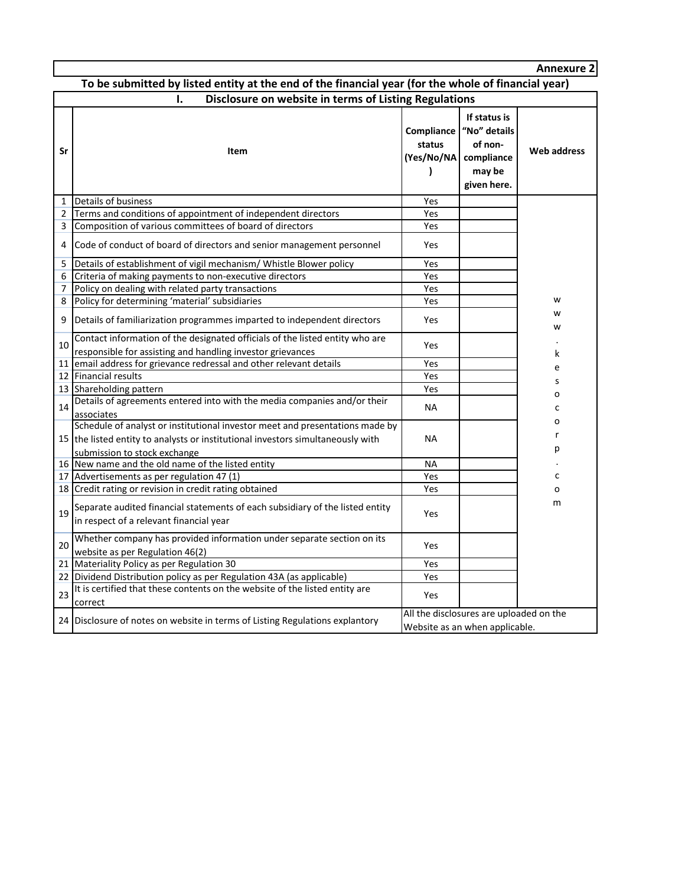**Annexure 2**

**To be submitted by listed entity at the end of the financial year (for the whole of financial year)**

**I. Disclosure on website in terms of Listing Regulations**

| Sr | Item | Compliance status (Yes/No/NA) | If status is "No" details of non-compliance may be given here. | Web address |
|---|---|---|---|---|
| 1 | Details of business | Yes | | www.kesocorp.com |
| 2 | Terms and conditions of appointment of independent directors | Yes | | |
| 3 | Composition of various committees of board of directors | Yes | | |
| 4 | Code of conduct of board of directors and senior management personnel | Yes | | |
| 5 | Details of establishment of vigil mechanism/ Whistle Blower policy | Yes | | |
| 6 | Criteria of making payments to non-executive directors | Yes | | |
| 7 | Policy on dealing with related party transactions | Yes | | |
| 8 | Policy for determining 'material' subsidiaries | Yes | | |
| 9 | Details of familiarization programmes imparted to independent directors | Yes | | |
| 10 | Contact information of the designated officials of the listed entity who are responsible for assisting and handling investor grievances | Yes | | |
| 11 | email address for grievance redressal and other relevant details | Yes | | |
| 12 | Financial results | Yes | | |
| 13 | Shareholding pattern | Yes | | |
| 14 | Details of agreements entered into with the media companies and/or their associates | NA | | |
| 15 | Schedule of analyst or institutional investor meet and presentations made by the listed entity to analysts or institutional investors simultaneously with submission to stock exchange | NA | | |
| 16 | New name and the old name of the listed entity | NA | | |
| 17 | Advertisements as per regulation 47 (1) | Yes | | |
| 18 | Credit rating or revision in credit rating obtained | Yes | | |
| 19 | Separate audited financial statements of each subsidiary of the listed entity in respect of a relevant financial year | Yes | | |
| 20 | Whether company has provided information under separate section on its website as per Regulation 46(2) | Yes | | |
| 21 | Materiality Policy as per Regulation 30 | Yes | | |
| 22 | Dividend Distribution policy as per Regulation 43A (as applicable) | Yes | | |
| 23 | It is certified that these contents on the website of the listed entity are correct | Yes | | |
| 24 | Disclosure of notes on website in terms of Listing Regulations explantory | All the disclosures are uploaded on the Website as an when applicable. | | |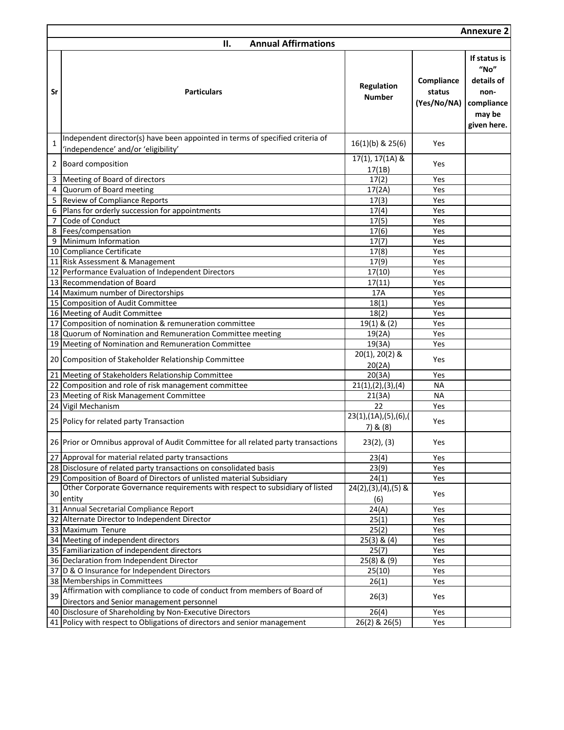**Annexure 2**

## II. Annual Affirmations

| Sr | Particulars | Regulation Number | Compliance status (Yes/No/NA) | If status is "No" details of non-compliance may be given here. |
|---|---|---|---|---|
| 1 | Independent director(s) have been appointed in terms of specified criteria of 'independence' and/or 'eligibility' | 16(1)(b) & 25(6) | Yes | |
| 2 | Board composition | 17(1), 17(1A) & 17(1B) | Yes | |
| 3 | Meeting of Board of directors | 17(2) | Yes | |
| 4 | Quorum of Board meeting | 17(2A) | Yes | |
| 5 | Review of Compliance Reports | 17(3) | Yes | |
| 6 | Plans for orderly succession for appointments | 17(4) | Yes | |
| 7 | Code of Conduct | 17(5) | Yes | |
| 8 | Fees/compensation | 17(6) | Yes | |
| 9 | Minimum Information | 17(7) | Yes | |
| 10 | Compliance Certificate | 17(8) | Yes | |
| 11 | Risk Assessment & Management | 17(9) | Yes | |
| 12 | Performance Evaluation of Independent Directors | 17(10) | Yes | |
| 13 | Recommendation of Board | 17(11) | Yes | |
| 14 | Maximum number of Directorships | 17A | Yes | |
| 15 | Composition of Audit Committee | 18(1) | Yes | |
| 16 | Meeting of Audit Committee | 18(2) | Yes | |
| 17 | Composition of nomination & remuneration committee | 19(1) & (2) | Yes | |
| 18 | Quorum of Nomination and Remuneration Committee meeting | 19(2A) | Yes | |
| 19 | Meeting of Nomination and Remuneration Committee | 19(3A) | Yes | |
| 20 | Composition of Stakeholder Relationship Committee | 20(1), 20(2) & 20(2A) | Yes | |
| 21 | Meeting of Stakeholders Relationship Committee | 20(3A) | Yes | |
| 22 | Composition and role of risk management committee | 21(1),(2),(3),(4) | NA | |
| 23 | Meeting of Risk Management Committee | 21(3A) | NA | |
| 24 | Vigil Mechanism | 22 | Yes | |
| 25 | Policy for related party Transaction | 23(1),(1A),(5),(6),(7) & (8) | Yes | |
| 26 | Prior or Omnibus approval of Audit Committee for all related party transactions | 23(2), (3) | Yes | |
| 27 | Approval for material related party transactions | 23(4) | Yes | |
| 28 | Disclosure of related party transactions on consolidated basis | 23(9) | Yes | |
| 29 | Composition of Board of Directors of unlisted material Subsidiary | 24(1) | Yes | |
| 30 | Other Corporate Governance requirements with respect to subsidiary of listed entity | 24(2),(3),(4),(5) & (6) | Yes | |
| 31 | Annual Secretarial Compliance Report | 24(A) | Yes | |
| 32 | Alternate Director to Independent Director | 25(1) | Yes | |
| 33 | Maximum Tenure | 25(2) | Yes | |
| 34 | Meeting of independent directors | 25(3) & (4) | Yes | |
| 35 | Familiarization of independent directors | 25(7) | Yes | |
| 36 | Declaration from Independent Director | 25(8) & (9) | Yes | |
| 37 | D & O Insurance for Independent Directors | 25(10) | Yes | |
| 38 | Memberships in Committees | 26(1) | Yes | |
| 39 | Affirmation with compliance to code of conduct from members of Board of Directors and Senior management personnel | 26(3) | Yes | |
| 40 | Disclosure of Shareholding by Non-Executive Directors | 26(4) | Yes | |
| 41 | Policy with respect to Obligations of directors and senior management | 26(2) & 26(5) | Yes | |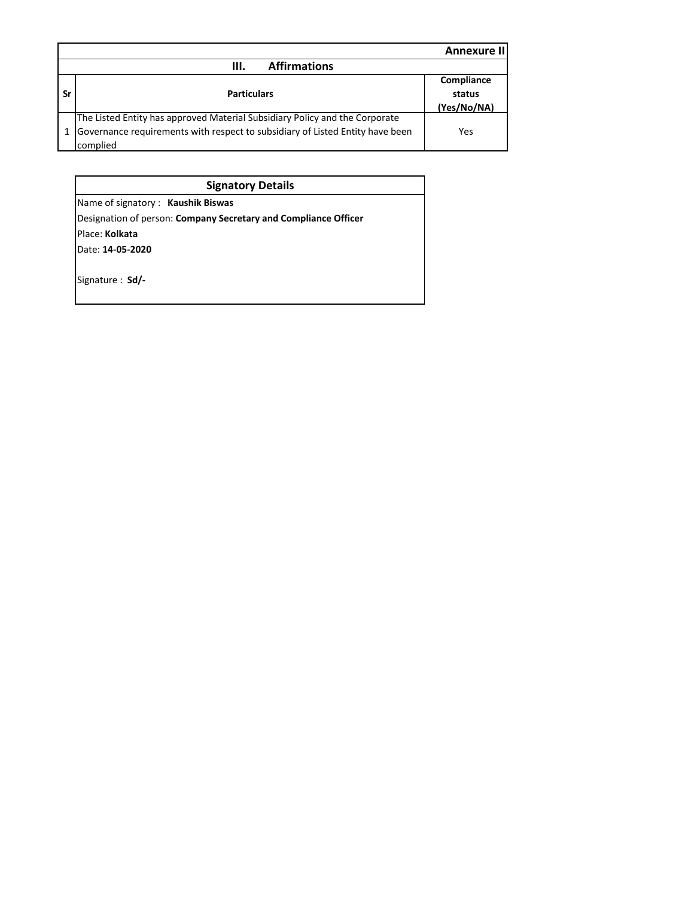**Annexure II**

## III. Affirmations

| Sr | Particulars | Compliance status (Yes/No/NA) |
|---|---|---|
| 1 | The Listed Entity has approved Material Subsidiary Policy and the Corporate Governance requirements with respect to subsidiary of Listed Entity have been complied | Yes |

| Signatory Details |
|---|
| Name of signatory : **Kaushik Biswas** |
| Designation of person: **Company Secretary and Compliance Officer** |
| Place: **Kolkata** |
| Date: **14-05-2020** |
| Signature : **Sd/-** |